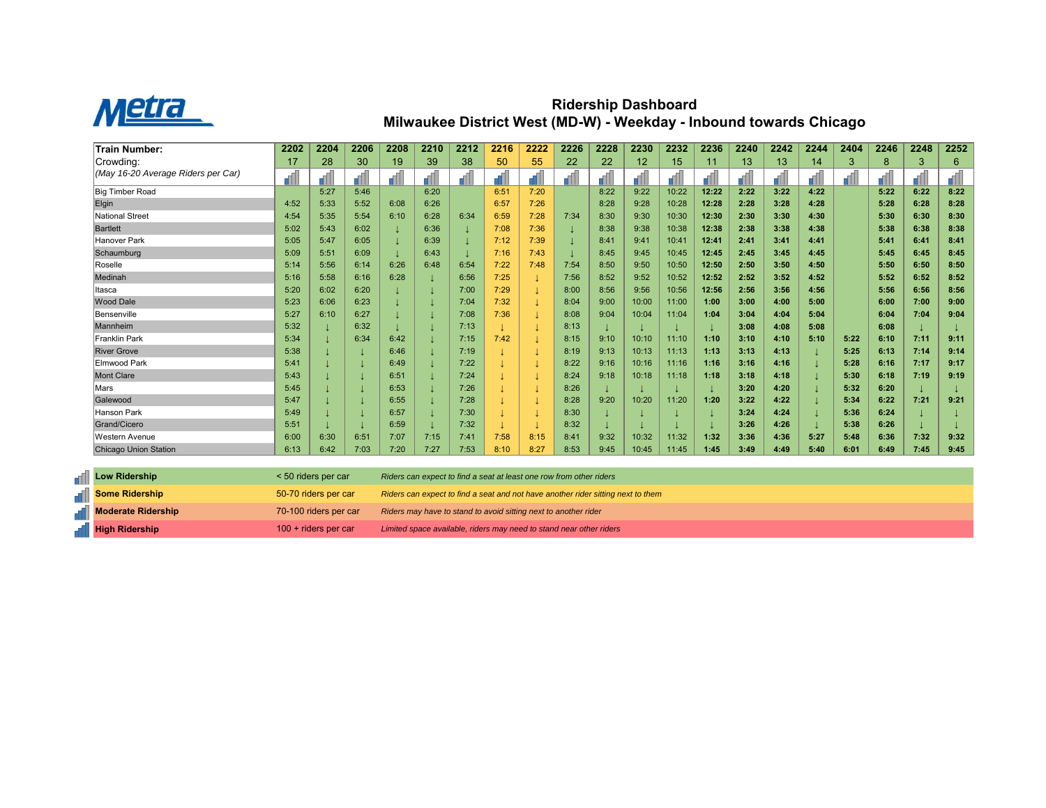# Ridership Dashboard

## Milwaukee District West (MD-W) - Weekday - Inbound towards Chicago

| Train Number: | 2202 | 2204 | 2206 | 2208 | 2210 | 2212 | 2216 | 2222 | 2226 | 2228 | 2230 | 2232 | 2236 | 2240 | 2242 | 2244 | 2404 | 2246 | 2248 | 2252 |
|---|---|---|---|---|---|---|---|---|---|---|---|---|---|---|---|---|---|---|---|---|
| Crowding: *(May 16-20 Average Riders per Car)* | 17 | 28 | 30 | 19 | 39 | 38 | 50 | 55 | 22 | 22 | 12 | 15 | 11 | 13 | 13 | 14 | 3 | 8 | 3 | 6 |
| Big Timber Road | | 5:27 | 5:46 | | 6:20 | | 6:51 | 7:20 | | 8:22 | 9:22 | 10:22 | 12:22 | 2:22 | 3:22 | 4:22 | | 5:22 | 6:22 | 8:22 |
| Elgin | 4:52 | 5:33 | 5:52 | 6:08 | 6:26 | | 6:57 | 7:26 | | 8:28 | 9:28 | 10:28 | 12:28 | 2:28 | 3:28 | 4:28 | | 5:28 | 6:28 | 8:28 |
| National Street | 4:54 | 5:35 | 5:54 | 6:10 | 6:28 | 6:34 | 6:59 | 7:28 | 7:34 | 8:30 | 9:30 | 10:30 | 12:30 | 2:30 | 3:30 | 4:30 | | 5:30 | 6:30 | 8:30 |
| Bartlett | 5:02 | 5:43 | 6:02 | ↓ | 6:36 | ↓ | 7:08 | 7:36 | ↓ | 8:38 | 9:38 | 10:38 | 12:38 | 2:38 | 3:38 | 4:38 | | 5:38 | 6:38 | 8:38 |
| Hanover Park | 5:05 | 5:47 | 6:05 | ↓ | 6:39 | ↓ | 7:12 | 7:39 | ↓ | 8:41 | 9:41 | 10:41 | 12:41 | 2:41 | 3:41 | 4:41 | | 5:41 | 6:41 | 8:41 |
| Schaumburg | 5:09 | 5:51 | 6:09 | ↓ | 6:43 | ↓ | 7:16 | 7:43 | ↓ | 8:45 | 9:45 | 10:45 | 12:45 | 2:45 | 3:45 | 4:45 | | 5:45 | 6:45 | 8:45 |
| Roselle | 5:14 | 5:56 | 6:14 | 6:26 | 6:48 | 6:54 | 7:22 | 7:48 | 7:54 | 8:50 | 9:50 | 10:50 | 12:50 | 2:50 | 3:50 | 4:50 | | 5:50 | 6:50 | 8:50 |
| Medinah | 5:16 | 5:58 | 6:16 | 6:28 | ↓ | 6:56 | 7:25 | ↓ | 7:56 | 8:52 | 9:52 | 10:52 | 12:52 | 2:52 | 3:52 | 4:52 | | 5:52 | 6:52 | 8:52 |
| Itasca | 5:20 | 6:02 | 6:20 | ↓ | ↓ | 7:00 | 7:29 | ↓ | 8:00 | 8:56 | 9:56 | 10:56 | 12:56 | 2:56 | 3:56 | 4:56 | | 5:56 | 6:56 | 8:56 |
| Wood Dale | 5:23 | 6:06 | 6:23 | ↓ | ↓ | 7:04 | 7:32 | ↓ | 8:04 | 9:00 | 10:00 | 11:00 | 1:00 | 3:00 | 4:00 | 5:00 | | 6:00 | 7:00 | 9:00 |
| Bensenville | 5:27 | 6:10 | 6:27 | ↓ | ↓ | 7:08 | 7:36 | ↓ | 8:08 | 9:04 | 10:04 | 11:04 | 1:04 | 3:04 | 4:04 | 5:04 | | 6:04 | 7:04 | 9:04 |
| Mannheim | 5:32 | ↓ | 6:32 | ↓ | ↓ | 7:13 | ↓ | ↓ | 8:13 | ↓ | ↓ | ↓ | ↓ | 3:08 | 4:08 | 5:08 | | 6:08 | ↓ | ↓ |
| Franklin Park | 5:34 | ↓ | 6:34 | 6:42 | ↓ | 7:15 | 7:42 | ↓ | 8:15 | 9:10 | 10:10 | 11:10 | 1:10 | 3:10 | 4:10 | 5:10 | 5:22 | 6:10 | 7:11 | 9:11 |
| River Grove | 5:38 | ↓ | ↓ | 6:46 | ↓ | 7:19 | ↓ | ↓ | 8:19 | 9:13 | 10:13 | 11:13 | 1:13 | 3:13 | 4:13 | ↓ | 5:25 | 6:13 | 7:14 | 9:14 |
| Elmwood Park | 5:41 | ↓ | ↓ | 6:49 | ↓ | 7:22 | ↓ | ↓ | 8:22 | 9:16 | 10:16 | 11:16 | 1:16 | 3:16 | 4:16 | ↓ | 5:28 | 6:16 | 7:17 | 9:17 |
| Mont Clare | 5:43 | ↓ | ↓ | 6:51 | ↓ | 7:24 | ↓ | ↓ | 8:24 | 9:18 | 10:18 | 11:18 | 1:18 | 3:18 | 4:18 | ↓ | 5:30 | 6:18 | 7:19 | 9:19 |
| Mars | 5:45 | ↓ | ↓ | 6:53 | ↓ | 7:26 | ↓ | ↓ | 8:26 | ↓ | ↓ | ↓ | ↓ | 3:20 | 4:20 | ↓ | 5:32 | 6:20 | ↓ | ↓ |
| Galewood | 5:47 | ↓ | ↓ | 6:55 | ↓ | 7:28 | ↓ | ↓ | 8:28 | 9:20 | 10:20 | 11:20 | 1:20 | 3:22 | 4:22 | ↓ | 5:34 | 6:22 | 7:21 | 9:21 |
| Hanson Park | 5:49 | ↓ | ↓ | 6:57 | ↓ | 7:30 | ↓ | ↓ | 8:30 | ↓ | ↓ | ↓ | ↓ | 3:24 | 4:24 | ↓ | 5:36 | 6:24 | ↓ | ↓ |
| Grand/Cicero | 5:51 | ↓ | ↓ | 6:59 | ↓ | 7:32 | ↓ | ↓ | 8:32 | ↓ | ↓ | ↓ | ↓ | 3:26 | 4:26 | ↓ | 5:38 | 6:26 | ↓ | ↓ |
| Western Avenue | 6:00 | 6:30 | 6:51 | 7:07 | 7:15 | 7:41 | 7:58 | 8:15 | 8:41 | 9:32 | 10:32 | 11:32 | 1:32 | 3:36 | 4:36 | 5:27 | 5:48 | 6:36 | 7:32 | 9:32 |
| Chicago Union Station | 6:13 | 6:42 | 7:03 | 7:20 | 7:27 | 7:53 | 8:10 | 8:27 | 8:53 | 9:45 | 10:45 | 11:45 | 1:45 | 3:49 | 4:49 | 5:40 | 6:01 | 6:49 | 7:45 | 9:45 |

| Ridership Level | Riders per Car | Description |
|---|---|---|
| **Low Ridership** | < 50 riders per car | *Riders can expect to find a seat at least one row from other riders* |
| **Some Ridership** | 50-70 riders per car | *Riders can expect to find a seat and not have another rider sitting next to them* |
| **Moderate Ridership** | 70-100 riders per car | *Riders may have to stand to avoid sitting next to another rider* |
| **High Ridership** | 100 + riders per car | *Limited space available, riders may need to stand near other riders* |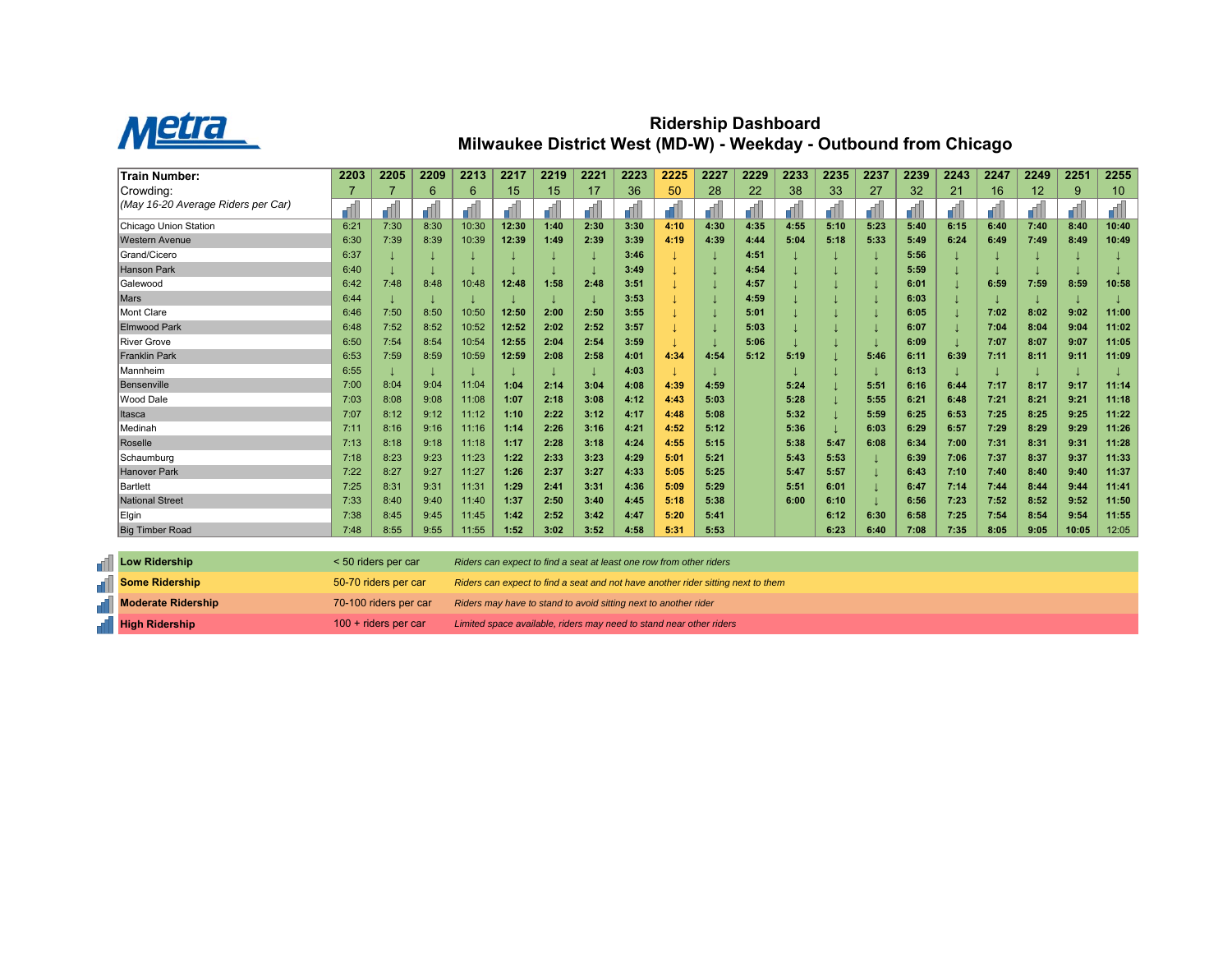**Metra**

## Ridership Dashboard
## Milwaukee District West (MD-W) - Weekday - Outbound from Chicago

| Train Number: | 2203 | 2205 | 2209 | 2213 | 2217 | 2219 | 2221 | 2223 | 2225 | 2227 | 2229 | 2233 | 2235 | 2237 | 2239 | 2243 | 2247 | 2249 | 2251 | 2255 |
|---|---|---|---|---|---|---|---|---|---|---|---|---|---|---|---|---|---|---|---|---|
| Crowding: *(May 16-20 Average Riders per Car)* | 7 | 7 | 6 | 6 | 15 | 15 | 17 | 36 | 50 | 28 | 22 | 38 | 33 | 27 | 32 | 21 | 16 | 12 | 9 | 10 |
| Chicago Union Station | 6:21 | 7:30 | 8:30 | 10:30 | 12:30 | 1:40 | 2:30 | 3:30 | 4:10 | 4:30 | 4:35 | 4:55 | 5:10 | 5:23 | 5:40 | 6:15 | 6:40 | 7:40 | 8:40 | 10:40 |
| Western Avenue | 6:30 | 7:39 | 8:39 | 10:39 | 12:39 | 1:49 | 2:39 | 3:39 | 4:19 | 4:39 | 4:44 | 5:04 | 5:18 | 5:33 | 5:49 | 6:24 | 6:49 | 7:49 | 8:49 | 10:49 |
| Grand/Cicero | 6:37 | ↓ | ↓ | ↓ | ↓ | ↓ | ↓ | 3:46 | ↓ | ↓ | 4:51 | ↓ | ↓ | ↓ | 5:56 | ↓ | ↓ | ↓ | ↓ | ↓ |
| Hanson Park | 6:40 | ↓ | ↓ | ↓ | ↓ | ↓ | ↓ | 3:49 | ↓ | ↓ | 4:54 | ↓ | ↓ | ↓ | 5:59 | ↓ | ↓ | ↓ | ↓ | ↓ |
| Galewood | 6:42 | 7:48 | 8:48 | 10:48 | 12:48 | 1:58 | 2:48 | 3:51 | ↓ | ↓ | 4:57 | ↓ | ↓ | ↓ | 6:01 | ↓ | 6:59 | 7:59 | 8:59 | 10:58 |
| Mars | 6:44 | ↓ | ↓ | ↓ | ↓ | ↓ | ↓ | 3:53 | ↓ | ↓ | 4:59 | ↓ | ↓ | ↓ | 6:03 | ↓ | ↓ | ↓ | ↓ | ↓ |
| Mont Clare | 6:46 | 7:50 | 8:50 | 10:50 | 12:50 | 2:00 | 2:50 | 3:55 | ↓ | ↓ | 5:01 | ↓ | ↓ | ↓ | 6:05 | ↓ | 7:02 | 8:02 | 9:02 | 11:00 |
| Elmwood Park | 6:48 | 7:52 | 8:52 | 10:52 | 12:52 | 2:02 | 2:52 | 3:57 | ↓ | ↓ | 5:03 | ↓ | ↓ | ↓ | 6:07 | ↓ | 7:04 | 8:04 | 9:04 | 11:02 |
| River Grove | 6:50 | 7:54 | 8:54 | 10:54 | 12:55 | 2:04 | 2:54 | 3:59 | ↓ | ↓ | 5:06 | ↓ | ↓ | ↓ | 6:09 | ↓ | 7:07 | 8:07 | 9:07 | 11:05 |
| Franklin Park | 6:53 | 7:59 | 8:59 | 10:59 | 12:59 | 2:08 | 2:58 | 4:01 | 4:34 | 4:54 | 5:12 | 5:19 | ↓ | 5:46 | 6:11 | 6:39 | 7:11 | 8:11 | 9:11 | 11:09 |
| Mannheim | 6:55 | ↓ | ↓ | ↓ | ↓ | ↓ | ↓ | 4:03 | ↓ | ↓ | | ↓ | ↓ | ↓ | 6:13 | ↓ | ↓ | ↓ | ↓ | ↓ |
| Bensenville | 7:00 | 8:04 | 9:04 | 11:04 | 1:04 | 2:14 | 3:04 | 4:08 | 4:39 | 4:59 | | 5:24 | ↓ | 5:51 | 6:16 | 6:44 | 7:17 | 8:17 | 9:17 | 11:14 |
| Wood Dale | 7:03 | 8:08 | 9:08 | 11:08 | 1:07 | 2:18 | 3:08 | 4:12 | 4:43 | 5:03 | | 5:28 | ↓ | 5:55 | 6:21 | 6:48 | 7:21 | 8:21 | 9:21 | 11:18 |
| Itasca | 7:07 | 8:12 | 9:12 | 11:12 | 1:10 | 2:22 | 3:12 | 4:17 | 4:48 | 5:08 | | 5:32 | ↓ | 5:59 | 6:25 | 6:53 | 7:25 | 8:25 | 9:25 | 11:22 |
| Medinah | 7:11 | 8:16 | 9:16 | 11:16 | 1:14 | 2:26 | 3:16 | 4:21 | 4:52 | 5:12 | | 5:36 | ↓ | 6:03 | 6:29 | 6:57 | 7:29 | 8:29 | 9:29 | 11:26 |
| Roselle | 7:13 | 8:18 | 9:18 | 11:18 | 1:17 | 2:28 | 3:18 | 4:24 | 4:55 | 5:15 | | 5:38 | 5:47 | 6:08 | 6:34 | 7:00 | 7:31 | 8:31 | 9:31 | 11:28 |
| Schaumburg | 7:18 | 8:23 | 9:23 | 11:23 | 1:22 | 2:33 | 3:23 | 4:29 | 5:01 | 5:21 | | 5:43 | 5:53 | ↓ | 6:39 | 7:06 | 7:37 | 8:37 | 9:37 | 11:33 |
| Hanover Park | 7:22 | 8:27 | 9:27 | 11:27 | 1:26 | 2:37 | 3:27 | 4:33 | 5:05 | 5:25 | | 5:47 | 5:57 | ↓ | 6:43 | 7:10 | 7:40 | 8:40 | 9:40 | 11:37 |
| Bartlett | 7:25 | 8:31 | 9:31 | 11:31 | 1:29 | 2:41 | 3:31 | 4:36 | 5:09 | 5:29 | | 5:51 | 6:01 | ↓ | 6:47 | 7:14 | 7:44 | 8:44 | 9:44 | 11:41 |
| National Street | 7:33 | 8:40 | 9:40 | 11:40 | 1:37 | 2:50 | 3:40 | 4:45 | 5:18 | 5:38 | | 6:00 | 6:10 | ↓ | 6:56 | 7:23 | 7:52 | 8:52 | 9:52 | 11:50 |
| Elgin | 7:38 | 8:45 | 9:45 | 11:45 | 1:42 | 2:52 | 3:42 | 4:47 | 5:20 | 5:41 | | | 6:12 | 6:30 | 6:58 | 7:25 | 7:54 | 8:54 | 9:54 | 11:55 |
| Big Timber Road | 7:48 | 8:55 | 9:55 | 11:55 | 1:52 | 3:02 | 3:52 | 4:58 | 5:31 | 5:53 | | | 6:23 | 6:40 | 7:08 | 7:35 | 8:05 | 9:05 | 10:05 | 12:05 |

| | | |
|---|---|---|
| **Low Ridership** | < 50 riders per car | *Riders can expect to find a seat at least one row from other riders* |
| **Some Ridership** | 50-70 riders per car | *Riders can expect to find a seat and not have another rider sitting next to them* |
| **Moderate Ridership** | 70-100 riders per car | *Riders may have to stand to avoid sitting next to another rider* |
| **High Ridership** | 100 + riders per car | *Limited space available, riders may need to stand near other riders* |